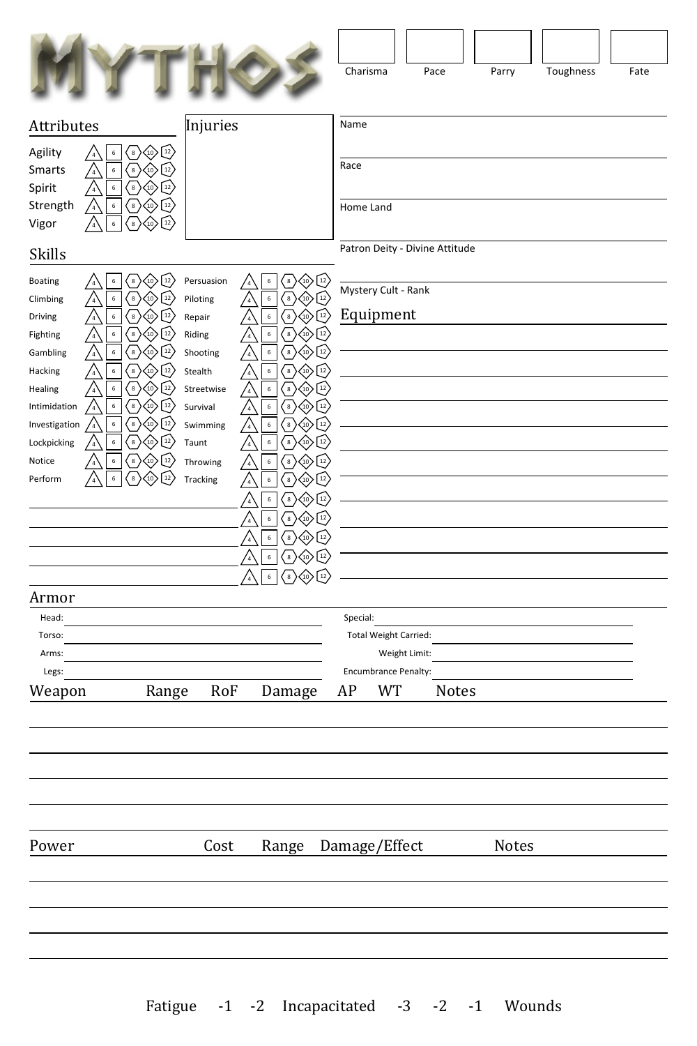# MYTHOS

| Charisma | Pace | Parry | Toughness | Fate |
|---|---|---|---|---|
| | | | | |

## Attributes

| Attribute | Die |
|---|---|
| Agility | 4 6 8 10 12 |
| Smarts | 4 6 8 10 12 |
| Spirit | 4 6 8 10 12 |
| Strength | 4 6 8 10 12 |
| Vigor | 4 6 8 10 12 |

## Injuries

Name

Race

Home Land

Patron Deity - Divine Attitude

Mystery Cult - Rank

## Skills

| Skill | Die | Skill | Die |
|---|---|---|---|
| Boating | 4 6 8 10 12 | Persuasion | 4 6 8 10 12 |
| Climbing | 4 6 8 10 12 | Piloting | 4 6 8 10 12 |
| Driving | 4 6 8 10 12 | Repair | 4 6 8 10 12 |
| Fighting | 4 6 8 10 12 | Riding | 4 6 8 10 12 |
| Gambling | 4 6 8 10 12 | Shooting | 4 6 8 10 12 |
| Hacking | 4 6 8 10 12 | Stealth | 4 6 8 10 12 |
| Healing | 4 6 8 10 12 | Streetwise | 4 6 8 10 12 |
| Intimidation | 4 6 8 10 12 | Survival | 4 6 8 10 12 |
| Investigation | 4 6 8 10 12 | Swimming | 4 6 8 10 12 |
| Lockpicking | 4 6 8 10 12 | Taunt | 4 6 8 10 12 |
| Notice | 4 6 8 10 12 | Throwing | 4 6 8 10 12 |
| Perform | 4 6 8 10 12 | Tracking | 4 6 8 10 12 |
| | | | 4 6 8 10 12 |
| | | | 4 6 8 10 12 |
| | | | 4 6 8 10 12 |
| | | | 4 6 8 10 12 |
| | | | 4 6 8 10 12 |

## Equipment

## Armor

Head:

Torso:

Arms:

Legs:

Special:

Total Weight Carried:

Weight Limit:

Encumbrance Penalty:

| Weapon | Range | RoF | Damage | AP | WT | Notes |
|---|---|---|---|---|---|---|
| | | | | | | |
| | | | | | | |
| | | | | | | |
| | | | | | | |
| | | | | | | |

| Power | Cost | Range | Damage/Effect | Notes |
|---|---|---|---|---|
| | | | | |
| | | | | |
| | | | | |
| | | | | |

Fatigue -1 -2 Incapacitated -3 -2 -1 Wounds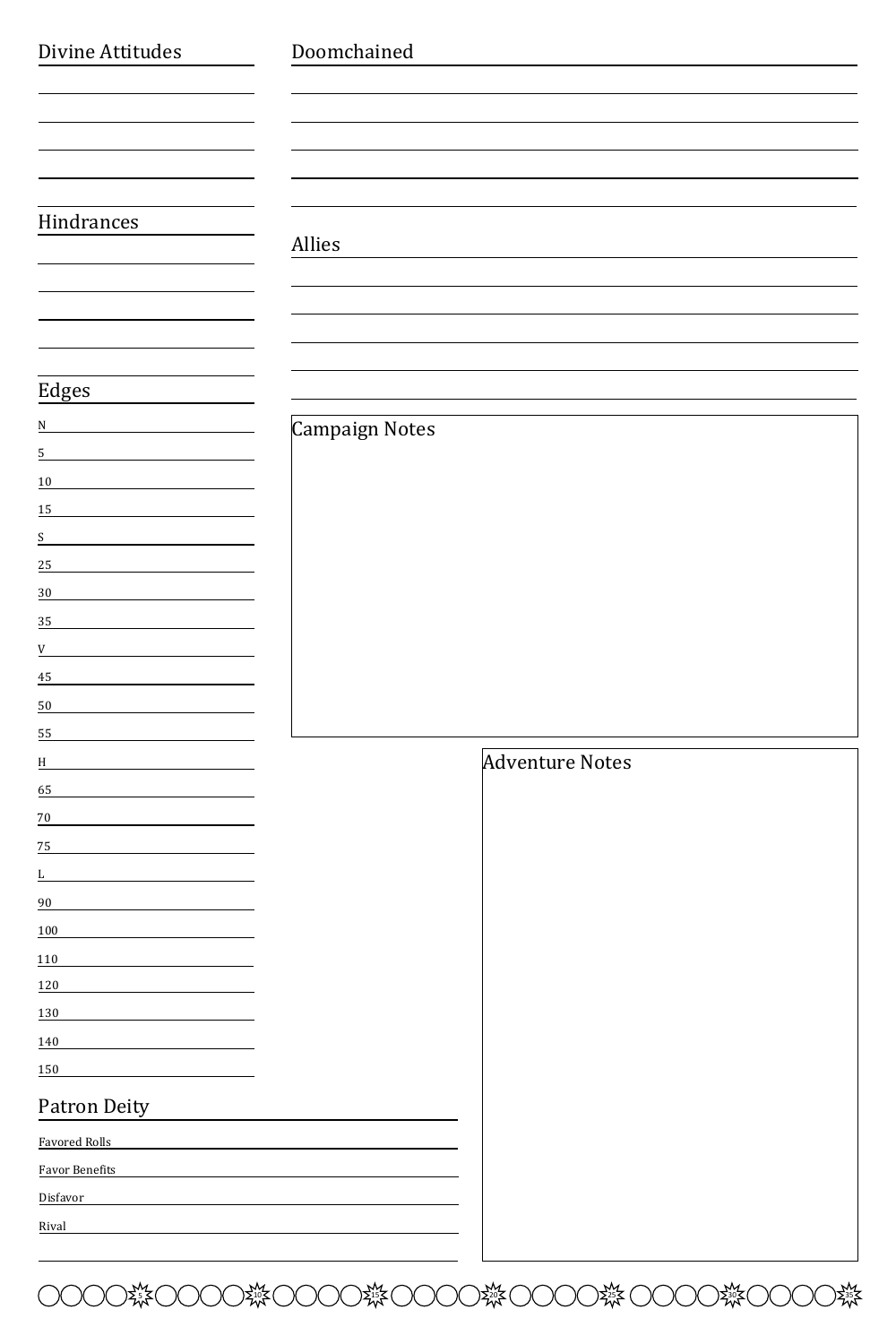## Divine Attitudes

## Doomchained

## Hindrances

## Allies

## Edges

N

5

10

15

S

25

30

35

V

45

50

55

H

65

70

75

L

90

100

110

120

130

140

150

## Campaign Notes

## Adventure Notes

## Patron Deity

Favored Rolls

Favor Benefits

Disfavor

Rival

5 10 15 20 25 30 35